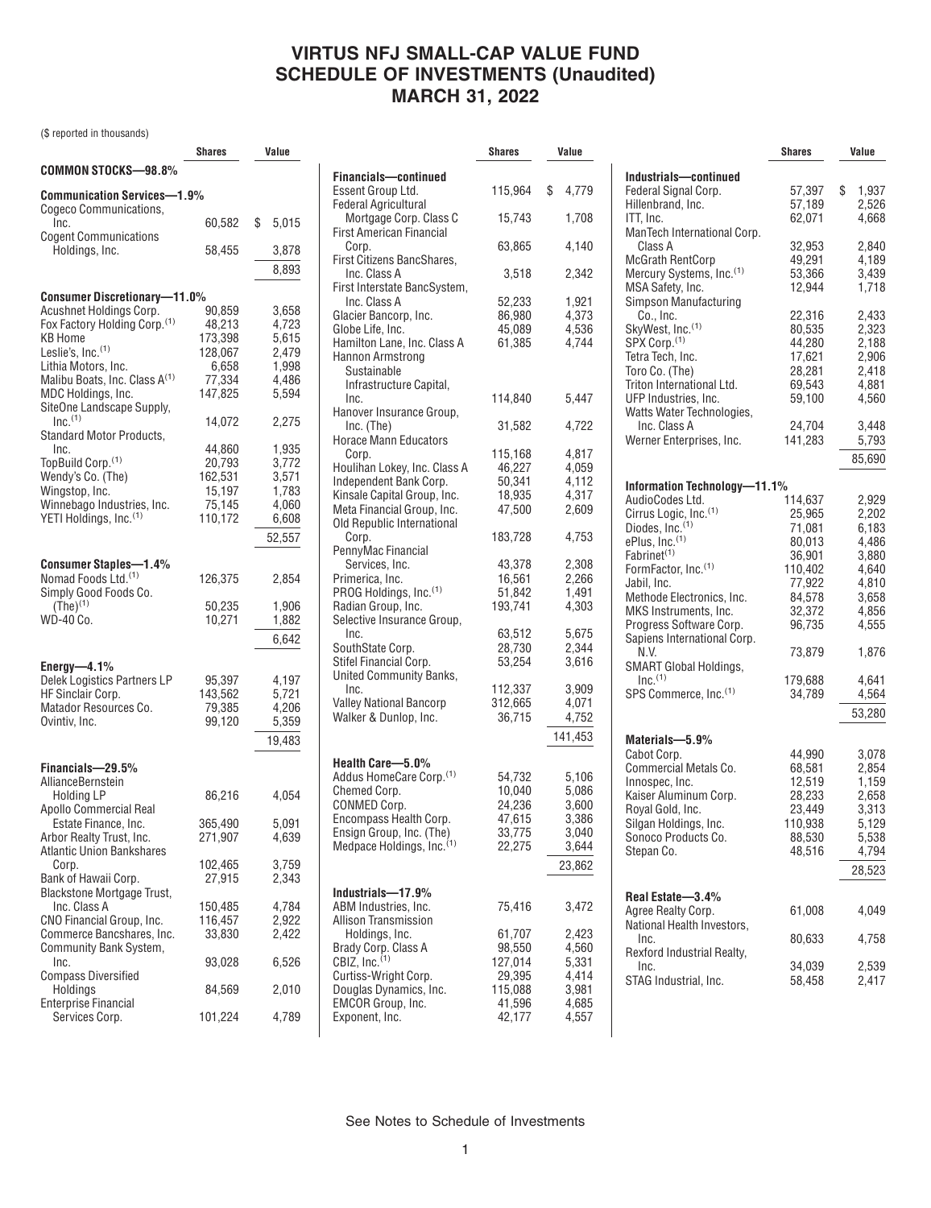# VIRTUS NFJ SMALL-CAP VALUE FUND
# SCHEDULE OF INVESTMENTS (Unaudited)
# MARCH 31, 2022

($ reported in thousands)

| | Shares | Value |
|---|---|---|
| **COMMON STOCKS—98.8%** | | |
| **Communication Services—1.9%** | | |
| Cogeco Communications, Inc. | 60,582 | $ 5,015 |
| Cogent Communications Holdings, Inc. | 58,455 | 3,878 |
| | | 8,893 |
| **Consumer Discretionary—11.0%** | | |
| Acushnet Holdings Corp. | 90,859 | 3,658 |
| Fox Factory Holding Corp.[(1)] | 48,213 | 4,723 |
| KB Home | 173,398 | 5,615 |
| Leslie's, Inc.[(1)] | 128,067 | 2,479 |
| Lithia Motors, Inc. | 6,658 | 1,998 |
| Malibu Boats, Inc. Class A[(1)] | 77,334 | 4,486 |
| MDC Holdings, Inc. | 147,825 | 5,594 |
| SiteOne Landscape Supply, Inc.[(1)] | 14,072 | 2,275 |
| Standard Motor Products, Inc. | 44,860 | 1,935 |
| TopBuild Corp.[(1)] | 20,793 | 3,772 |
| Wendy's Co. (The) | 162,531 | 3,571 |
| Wingstop, Inc. | 15,197 | 1,783 |
| Winnebago Industries, Inc. | 75,145 | 4,060 |
| YETI Holdings, Inc.[(1)] | 110,172 | 6,608 |
| | | 52,557 |
| **Consumer Staples—1.4%** | | |
| Nomad Foods Ltd.[(1)] | 126,375 | 2,854 |
| Simply Good Foods Co. (The)[(1)] | 50,235 | 1,906 |
| WD-40 Co. | 10,271 | 1,882 |
| | | 6,642 |
| **Energy—4.1%** | | |
| Delek Logistics Partners LP | 95,397 | 4,197 |
| HF Sinclair Corp. | 143,562 | 5,721 |
| Matador Resources Co. | 79,385 | 4,206 |
| Ovintiv, Inc. | 99,120 | 5,359 |
| | | 19,483 |
| **Financials—29.5%** | | |
| AllianceBernstein Holding LP | 86,216 | 4,054 |
| Apollo Commercial Real Estate Finance, Inc. | 365,490 | 5,091 |
| Arbor Realty Trust, Inc. | 271,907 | 4,639 |
| Atlantic Union Bankshares Corp. | 102,465 | 3,759 |
| Bank of Hawaii Corp. | 27,915 | 2,343 |
| Blackstone Mortgage Trust, Inc. Class A | 150,485 | 4,784 |
| CNO Financial Group, Inc. | 116,457 | 2,922 |
| Commerce Bancshares, Inc. | 33,830 | 2,422 |
| Community Bank System, Inc. | 93,028 | 6,526 |
| Compass Diversified Holdings | 84,569 | 2,010 |
| Enterprise Financial Services Corp. | 101,224 | 4,789 |
| **Financials—continued** | | |
| Essent Group Ltd. | 115,964 | $ 4,779 |
| Federal Agricultural Mortgage Corp. Class C | 15,743 | 1,708 |
| First American Financial Corp. | 63,865 | 4,140 |
| First Citizens BancShares, Inc. Class A | 3,518 | 2,342 |
| First Interstate BancSystem, Inc. Class A | 52,233 | 1,921 |
| Glacier Bancorp, Inc. | 86,980 | 4,373 |
| Globe Life, Inc. | 45,089 | 4,536 |
| Hamilton Lane, Inc. Class A | 61,385 | 4,744 |
| Hannon Armstrong Sustainable Infrastructure Capital, Inc. | 114,840 | 5,447 |
| Hanover Insurance Group, Inc. (The) | 31,582 | 4,722 |
| Horace Mann Educators Corp. | 115,168 | 4,817 |
| Houlihan Lokey, Inc. Class A | 46,227 | 4,059 |
| Independent Bank Corp. | 50,341 | 4,112 |
| Kinsale Capital Group, Inc. | 18,935 | 4,317 |
| Meta Financial Group, Inc. | 47,500 | 2,609 |
| Old Republic International Corp. | 183,728 | 4,753 |
| PennyMac Financial Services, Inc. | 43,378 | 2,308 |
| Primerica, Inc. | 16,561 | 2,266 |
| PROG Holdings, Inc.[(1)] | 51,842 | 1,491 |
| Radian Group, Inc. | 193,741 | 4,303 |
| Selective Insurance Group, Inc. | 63,512 | 5,675 |
| SouthState Corp. | 28,730 | 2,344 |
| Stifel Financial Corp. | 53,254 | 3,616 |
| United Community Banks, Inc. | 112,337 | 3,909 |
| Valley National Bancorp | 312,665 | 4,071 |
| Walker & Dunlop, Inc. | 36,715 | 4,752 |
| | | 141,453 |
| **Health Care—5.0%** | | |
| Addus HomeCare Corp.[(1)] | 54,732 | 5,106 |
| Chemed Corp. | 10,040 | 5,086 |
| CONMED Corp. | 24,236 | 3,600 |
| Encompass Health Corp. | 47,615 | 3,386 |
| Ensign Group, Inc. (The) | 33,775 | 3,040 |
| Medpace Holdings, Inc.[(1)] | 22,275 | 3,644 |
| | | 23,862 |
| **Industrials—17.9%** | | |
| ABM Industries, Inc. | 75,416 | 3,472 |
| Allison Transmission Holdings, Inc. | 61,707 | 2,423 |
| Brady Corp. Class A | 98,550 | 4,560 |
| CBIZ, Inc.[(1)] | 127,014 | 5,331 |
| Curtiss-Wright Corp. | 29,395 | 4,414 |
| Douglas Dynamics, Inc. | 115,088 | 3,981 |
| EMCOR Group, Inc. | 41,596 | 4,685 |
| Exponent, Inc. | 42,177 | 4,557 |
| **Industrials—continued** | | |
| Federal Signal Corp. | 57,397 | $ 1,937 |
| Hillenbrand, Inc. | 57,189 | 2,526 |
| ITT, Inc. | 62,071 | 4,668 |
| ManTech International Corp. Class A | 32,953 | 2,840 |
| McGrath RentCorp | 49,291 | 4,189 |
| Mercury Systems, Inc.[(1)] | 53,366 | 3,439 |
| MSA Safety, Inc. | 12,944 | 1,718 |
| Simpson Manufacturing Co., Inc. | 22,316 | 2,433 |
| SkyWest, Inc.[(1)] | 80,535 | 2,323 |
| SPX Corp.[(1)] | 44,280 | 2,188 |
| Tetra Tech, Inc. | 17,621 | 2,906 |
| Toro Co. (The) | 28,281 | 2,418 |
| Triton International Ltd. | 69,543 | 4,881 |
| UFP Industries, Inc. | 59,100 | 4,560 |
| Watts Water Technologies, Inc. Class A | 24,704 | 3,448 |
| Werner Enterprises, Inc. | 141,283 | 5,793 |
| | | 85,690 |
| **Information Technology—11.1%** | | |
| AudioCodes Ltd. | 114,637 | 2,929 |
| Cirrus Logic, Inc.[(1)] | 25,965 | 2,202 |
| Diodes, Inc.[(1)] | 71,081 | 6,183 |
| ePlus, Inc.[(1)] | 80,013 | 4,486 |
| Fabrinet[(1)] | 36,901 | 3,880 |
| FormFactor, Inc.[(1)] | 110,402 | 4,640 |
| Jabil, Inc. | 77,922 | 4,810 |
| Methode Electronics, Inc. | 84,578 | 3,658 |
| MKS Instruments, Inc. | 32,372 | 4,856 |
| Progress Software Corp. | 96,735 | 4,555 |
| Sapiens International Corp. N.V. | 73,879 | 1,876 |
| SMART Global Holdings, Inc.[(1)] | 179,688 | 4,641 |
| SPS Commerce, Inc.[(1)] | 34,789 | 4,564 |
| | | 53,280 |
| **Materials—5.9%** | | |
| Cabot Corp. | 44,990 | 3,078 |
| Commercial Metals Co. | 68,581 | 2,854 |
| Innospec, Inc. | 12,519 | 1,159 |
| Kaiser Aluminum Corp. | 28,233 | 2,658 |
| Royal Gold, Inc. | 23,449 | 3,313 |
| Silgan Holdings, Inc. | 110,938 | 5,129 |
| Sonoco Products Co. | 88,530 | 5,538 |
| Stepan Co. | 48,516 | 4,794 |
| | | 28,523 |
| **Real Estate—3.4%** | | |
| Agree Realty Corp. | 61,008 | 4,049 |
| National Health Investors, Inc. | 80,633 | 4,758 |
| Rexford Industrial Realty, Inc. | 34,039 | 2,539 |
| STAG Industrial, Inc. | 58,458 | 2,417 |

See Notes to Schedule of Investments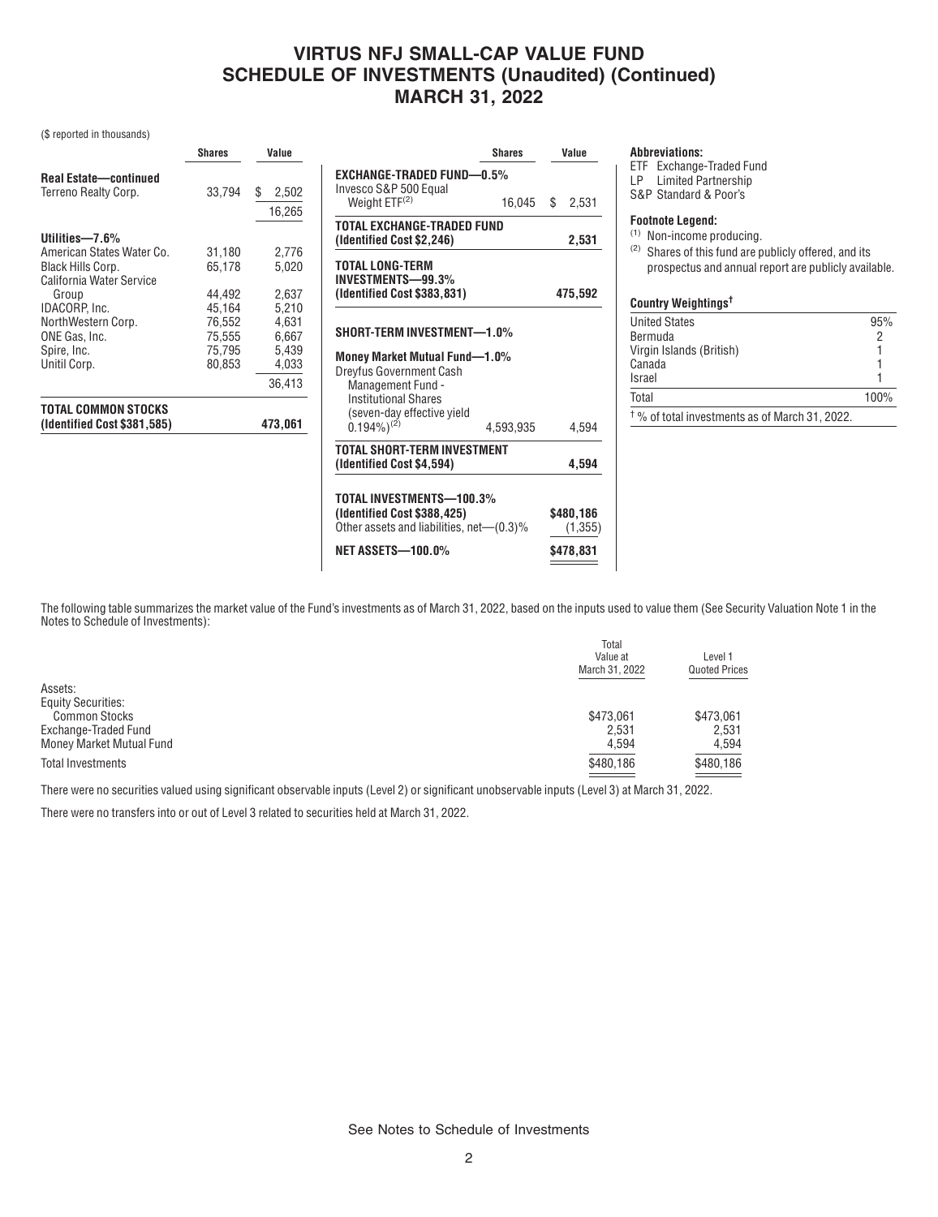# VIRTUS NFJ SMALL-CAP VALUE FUND
# SCHEDULE OF INVESTMENTS (Unaudited) (Continued)
# MARCH 31, 2022

($ reported in thousands)

| | Shares | Value |
|---|---|---|
| **Real Estate—continued** | | |
| Terreno Realty Corp. | 33,794 | $ 2,502 |
| | | 16,265 |
| **Utilities—7.6%** | | |
| American States Water Co. | 31,180 | 2,776 |
| Black Hills Corp. | 65,178 | 5,020 |
| California Water Service Group | 44,492 | 2,637 |
| IDACORP, Inc. | 45,164 | 5,210 |
| NorthWestern Corp. | 76,552 | 4,631 |
| ONE Gas, Inc. | 75,555 | 6,667 |
| Spire, Inc. | 75,795 | 5,439 |
| Unitil Corp. | 80,853 | 4,033 |
| | | 36,413 |
| **TOTAL COMMON STOCKS (Identified Cost $381,585)** | | **473,061** |

| | Shares | Value |
|---|---|---|
| **EXCHANGE-TRADED FUND—0.5%** | | |
| Invesco S&P 500 Equal Weight ETF[(2)] | 16,045 | $ 2,531 |
| **TOTAL EXCHANGE-TRADED FUND (Identified Cost $2,246)** | | **2,531** |
| **TOTAL LONG-TERM INVESTMENTS—99.3% (Identified Cost $383,831)** | | **475,592** |
| **SHORT-TERM INVESTMENT—1.0%** | | |
| **Money Market Mutual Fund—1.0%** | | |
| Dreyfus Government Cash Management Fund - Institutional Shares (seven-day effective yield 0.194%)[(2)] | 4,593,935 | 4,594 |
| **TOTAL SHORT-TERM INVESTMENT (Identified Cost $4,594)** | | **4,594** |
| **TOTAL INVESTMENTS—100.3% (Identified Cost $388,425)** | | **$480,186** |
| Other assets and liabilities, net—(0.3)% | | (1,355) |
| **NET ASSETS—100.0%** | | **$478,831** |

**Abbreviations:**

ETF Exchange-Traded Fund
LP Limited Partnership
S&P Standard & Poor's

**Footnote Legend:**

(1) Non-income producing.
(2) Shares of this fund are publicly offered, and its prospectus and annual report are publicly available.

**Country Weightings†**

| | |
|---|---|
| United States | 95% |
| Bermuda | 2 |
| Virgin Islands (British) | 1 |
| Canada | 1 |
| Israel | 1 |
| Total | 100% |

† % of total investments as of March 31, 2022.

The following table summarizes the market value of the Fund's investments as of March 31, 2022, based on the inputs used to value them (See Security Valuation Note 1 in the Notes to Schedule of Investments):

| | Total Value at March 31, 2022 | Level 1 Quoted Prices |
|---|---|---|
| Assets: | | |
| Equity Securities: | | |
| Common Stocks | $473,061 | $473,061 |
| Exchange-Traded Fund | 2,531 | 2,531 |
| Money Market Mutual Fund | 4,594 | 4,594 |
| Total Investments | $480,186 | $480,186 |

There were no securities valued using significant observable inputs (Level 2) or significant unobservable inputs (Level 3) at March 31, 2022.

There were no transfers into or out of Level 3 related to securities held at March 31, 2022.

See Notes to Schedule of Investments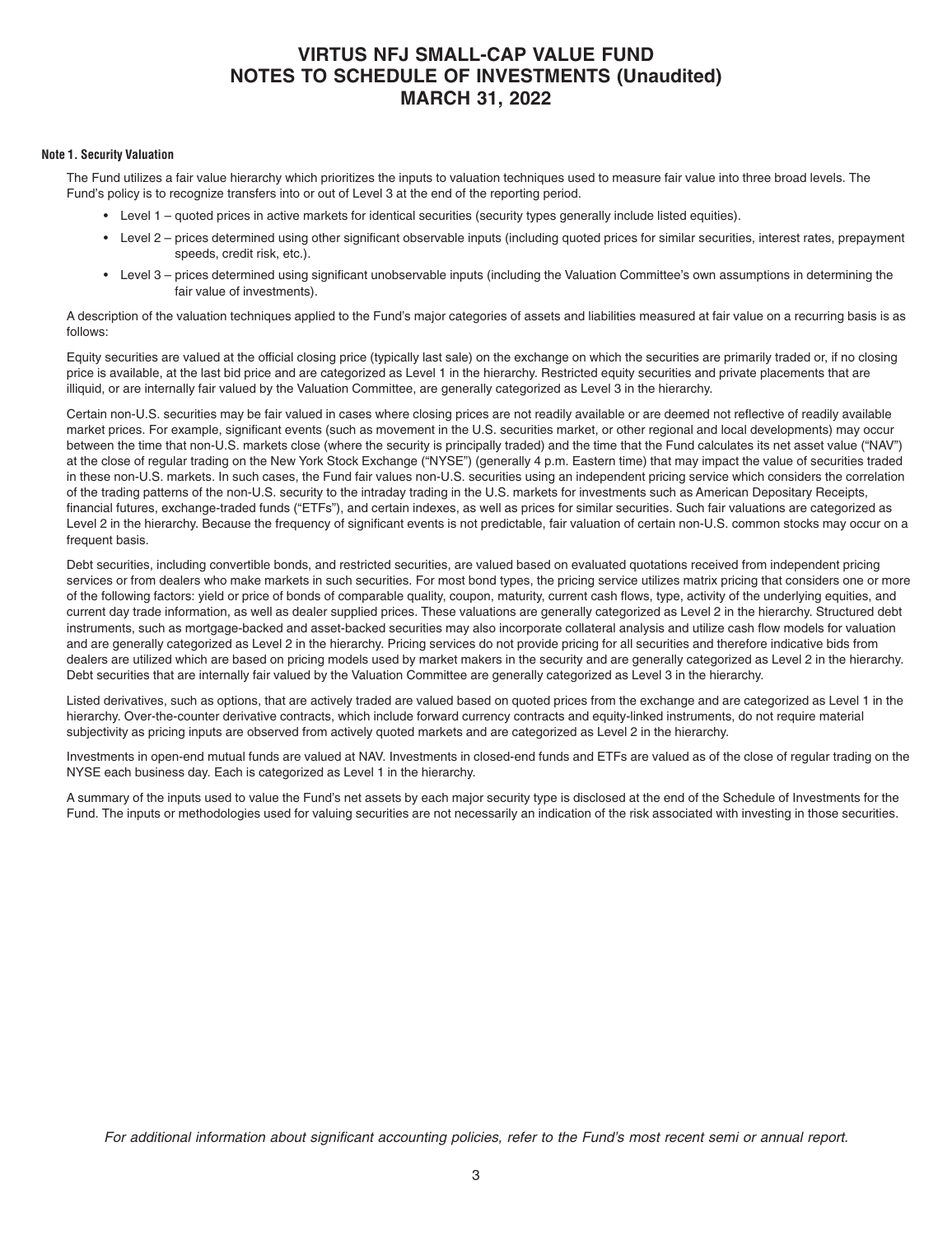# VIRTUS NFJ SMALL-CAP VALUE FUND
# NOTES TO SCHEDULE OF INVESTMENTS (Unaudited)
# MARCH 31, 2022

**Note 1. Security Valuation**

The Fund utilizes a fair value hierarchy which prioritizes the inputs to valuation techniques used to measure fair value into three broad levels. The Fund's policy is to recognize transfers into or out of Level 3 at the end of the reporting period.

- Level 1 – quoted prices in active markets for identical securities (security types generally include listed equities).
- Level 2 – prices determined using other significant observable inputs (including quoted prices for similar securities, interest rates, prepayment speeds, credit risk, etc.).
- Level 3 – prices determined using significant unobservable inputs (including the Valuation Committee's own assumptions in determining the fair value of investments).

A description of the valuation techniques applied to the Fund's major categories of assets and liabilities measured at fair value on a recurring basis is as follows:

Equity securities are valued at the official closing price (typically last sale) on the exchange on which the securities are primarily traded or, if no closing price is available, at the last bid price and are categorized as Level 1 in the hierarchy. Restricted equity securities and private placements that are illiquid, or are internally fair valued by the Valuation Committee, are generally categorized as Level 3 in the hierarchy.

Certain non-U.S. securities may be fair valued in cases where closing prices are not readily available or are deemed not reflective of readily available market prices. For example, significant events (such as movement in the U.S. securities market, or other regional and local developments) may occur between the time that non-U.S. markets close (where the security is principally traded) and the time that the Fund calculates its net asset value ("NAV") at the close of regular trading on the New York Stock Exchange ("NYSE") (generally 4 p.m. Eastern time) that may impact the value of securities traded in these non-U.S. markets. In such cases, the Fund fair values non-U.S. securities using an independent pricing service which considers the correlation of the trading patterns of the non-U.S. security to the intraday trading in the U.S. markets for investments such as American Depositary Receipts, financial futures, exchange-traded funds ("ETFs"), and certain indexes, as well as prices for similar securities. Such fair valuations are categorized as Level 2 in the hierarchy. Because the frequency of significant events is not predictable, fair valuation of certain non-U.S. common stocks may occur on a frequent basis.

Debt securities, including convertible bonds, and restricted securities, are valued based on evaluated quotations received from independent pricing services or from dealers who make markets in such securities. For most bond types, the pricing service utilizes matrix pricing that considers one or more of the following factors: yield or price of bonds of comparable quality, coupon, maturity, current cash flows, type, activity of the underlying equities, and current day trade information, as well as dealer supplied prices. These valuations are generally categorized as Level 2 in the hierarchy. Structured debt instruments, such as mortgage-backed and asset-backed securities may also incorporate collateral analysis and utilize cash flow models for valuation and are generally categorized as Level 2 in the hierarchy. Pricing services do not provide pricing for all securities and therefore indicative bids from dealers are utilized which are based on pricing models used by market makers in the security and are generally categorized as Level 2 in the hierarchy. Debt securities that are internally fair valued by the Valuation Committee are generally categorized as Level 3 in the hierarchy.

Listed derivatives, such as options, that are actively traded are valued based on quoted prices from the exchange and are categorized as Level 1 in the hierarchy. Over-the-counter derivative contracts, which include forward currency contracts and equity-linked instruments, do not require material subjectivity as pricing inputs are observed from actively quoted markets and are categorized as Level 2 in the hierarchy.

Investments in open-end mutual funds are valued at NAV. Investments in closed-end funds and ETFs are valued as of the close of regular trading on the NYSE each business day. Each is categorized as Level 1 in the hierarchy.

A summary of the inputs used to value the Fund's net assets by each major security type is disclosed at the end of the Schedule of Investments for the Fund. The inputs or methodologies used for valuing securities are not necessarily an indication of the risk associated with investing in those securities.

*For additional information about significant accounting policies, refer to the Fund's most recent semi or annual report.*